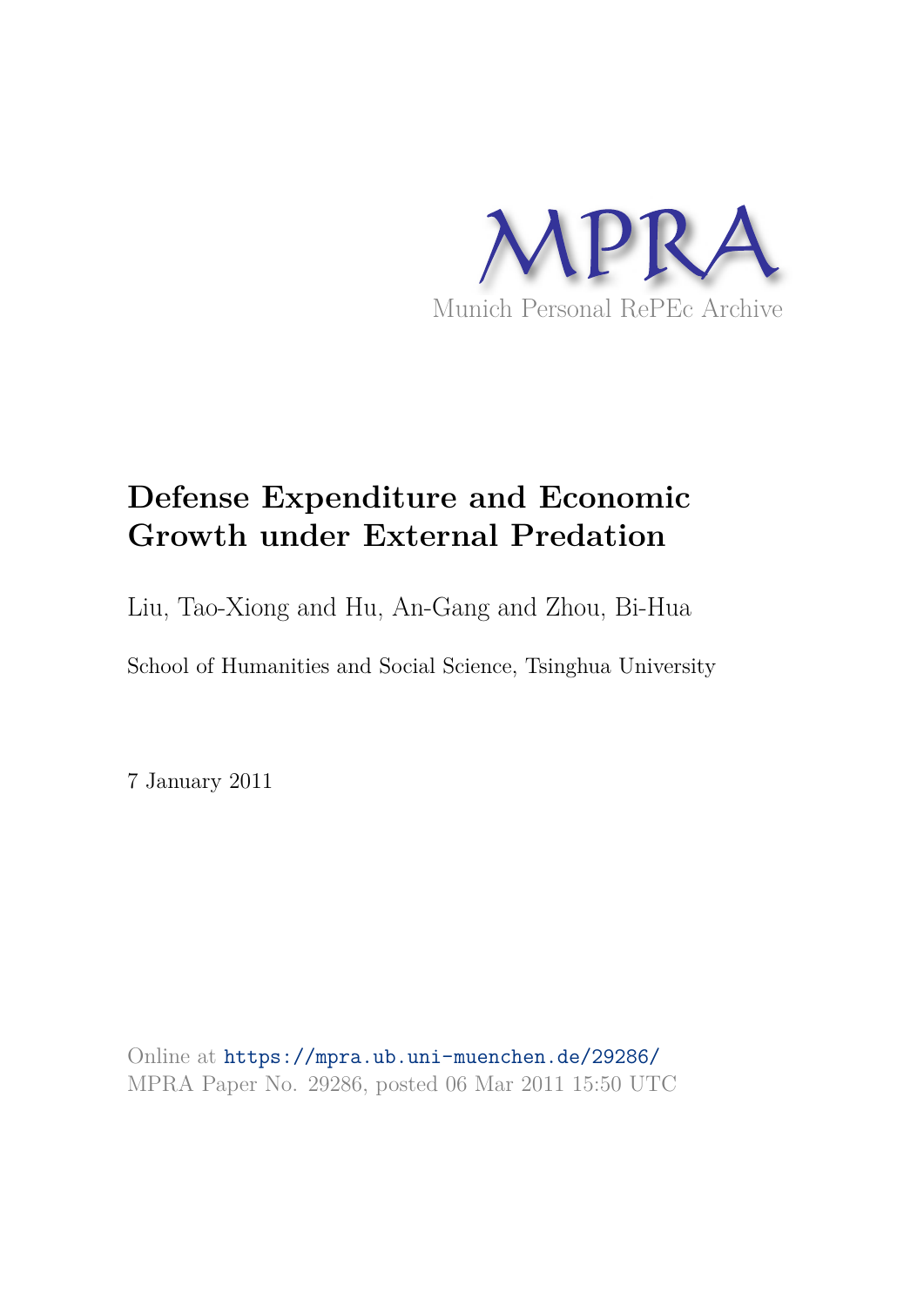MPRA

Munich Personal RePEc Archive

# Defense Expenditure and Economic Growth under External Predation

Liu, Tao-Xiong and Hu, An-Gang and Zhou, Bi-Hua

School of Humanities and Social Science, Tsinghua University

7 January 2011

Online at https://mpra.ub.uni-muenchen.de/29286/
MPRA Paper No. 29286, posted 06 Mar 2011 15:50 UTC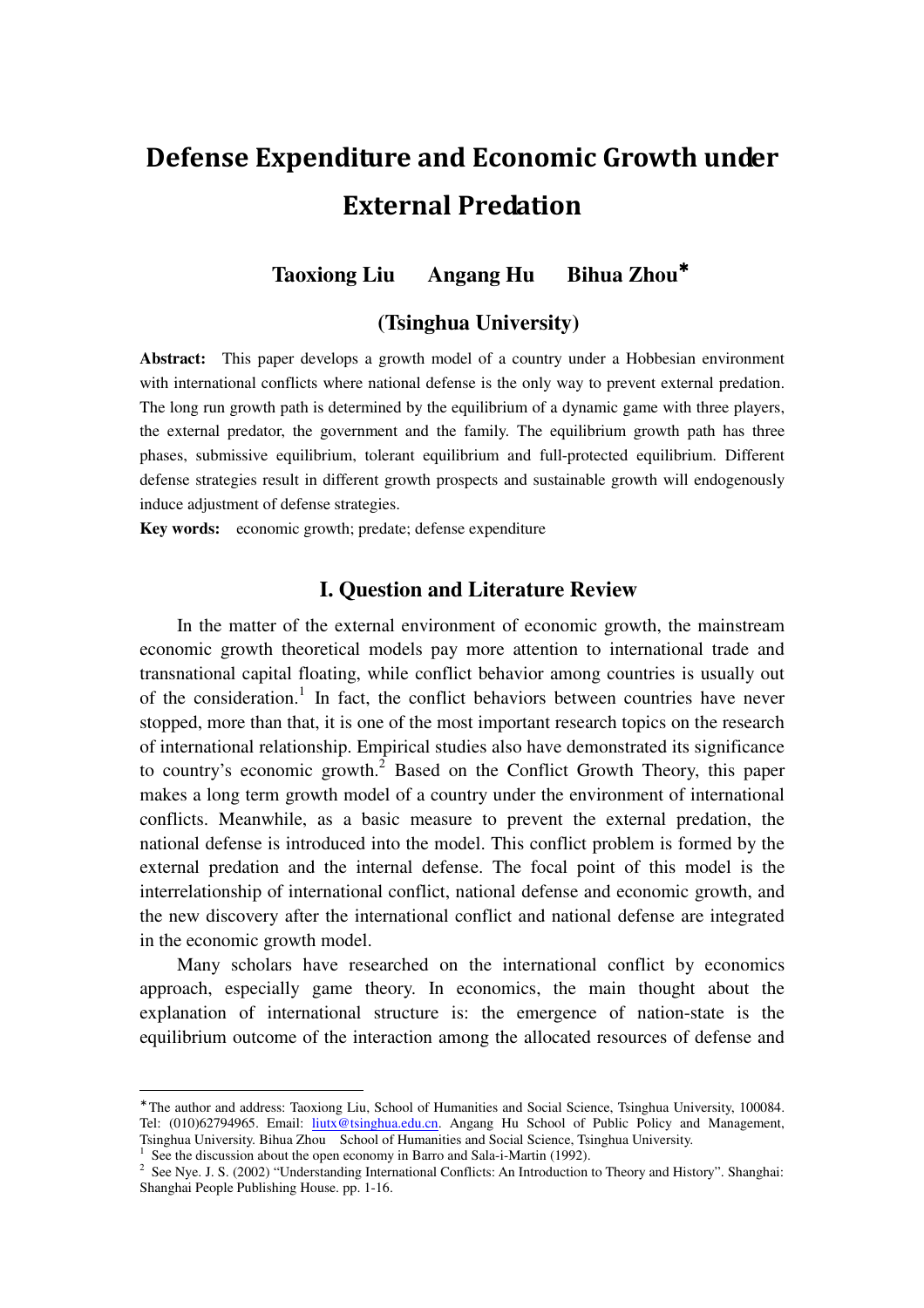# Defense Expenditure and Economic Growth under External Predation

**Taoxiong Liu　Angang Hu　Bihua Zhou***

**(Tsinghua University)**

**Abstract:** This paper develops a growth model of a country under a Hobbesian environment with international conflicts where national defense is the only way to prevent external predation. The long run growth path is determined by the equilibrium of a dynamic game with three players, the external predator, the government and the family. The equilibrium growth path has three phases, submissive equilibrium, tolerant equilibrium and full-protected equilibrium. Different defense strategies result in different growth prospects and sustainable growth will endogenously induce adjustment of defense strategies.

**Key words:** economic growth; predate; defense expenditure

## I. Question and Literature Review

In the matter of the external environment of economic growth, the mainstream economic growth theoretical models pay more attention to international trade and transnational capital floating, while conflict behavior among countries is usually out of the consideration.[1] In fact, the conflict behaviors between countries have never stopped, more than that, it is one of the most important research topics on the research of international relationship. Empirical studies also have demonstrated its significance to country's economic growth.[2] Based on the Conflict Growth Theory, this paper makes a long term growth model of a country under the environment of international conflicts. Meanwhile, as a basic measure to prevent the external predation, the national defense is introduced into the model. This conflict problem is formed by the external predation and the internal defense. The focal point of this model is the interrelationship of international conflict, national defense and economic growth, and the new discovery after the international conflict and national defense are integrated in the economic growth model.

Many scholars have researched on the international conflict by economics approach, especially game theory. In economics, the main thought about the explanation of international structure is: the emergence of nation-state is the equilibrium outcome of the interaction among the allocated resources of defense and

---

* The author and address: Taoxiong Liu, School of Humanities and Social Science, Tsinghua University, 100084. Tel: (010)62794965. Email: liutx@tsinghua.edu.cn. Angang Hu School of Public Policy and Management, Tsinghua University. Bihua Zhou　School of Humanities and Social Science, Tsinghua University.

[1] See the discussion about the open economy in Barro and Sala-i-Martin (1992).

[2] See Nye. J. S. (2002) "Understanding International Conflicts: An Introduction to Theory and History". Shanghai: Shanghai People Publishing House. pp. 1-16.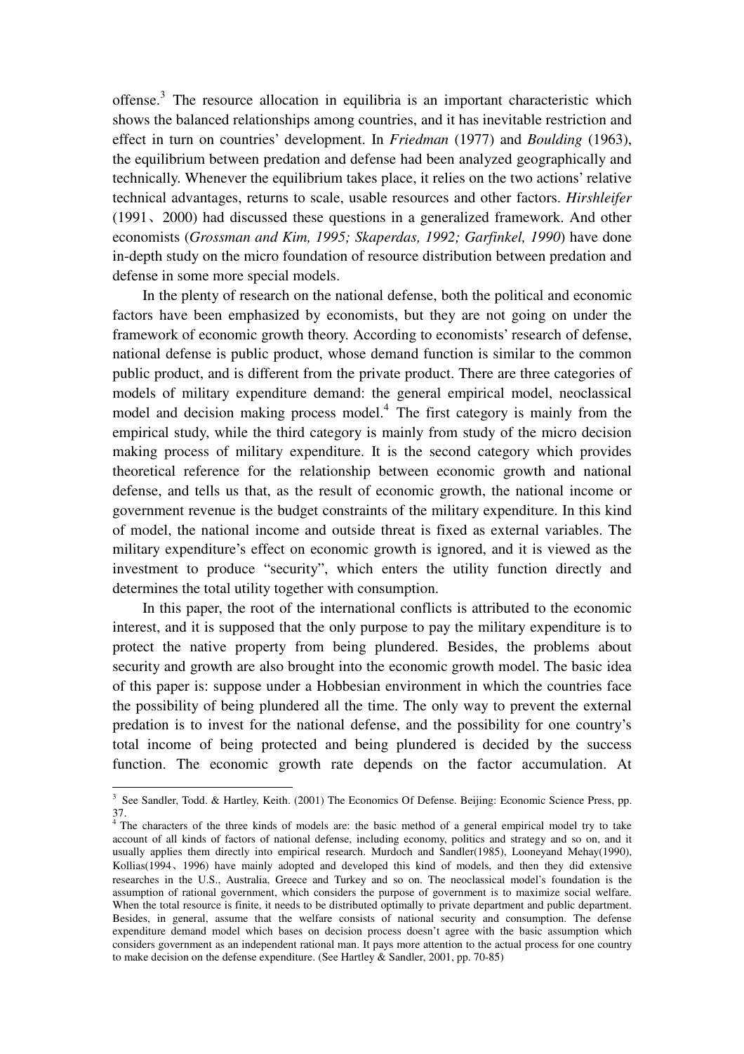offense.[3] The resource allocation in equilibria is an important characteristic which shows the balanced relationships among countries, and it has inevitable restriction and effect in turn on countries' development. In *Friedman* (1977) and *Boulding* (1963), the equilibrium between predation and defense had been analyzed geographically and technically. Whenever the equilibrium takes place, it relies on the two actions' relative technical advantages, returns to scale, usable resources and other factors. *Hirshleifer* (1991、2000) had discussed these questions in a generalized framework. And other economists (*Grossman and Kim, 1995; Skaperdas, 1992; Garfinkel, 1990*) have done in-depth study on the micro foundation of resource distribution between predation and defense in some more special models.

In the plenty of research on the national defense, both the political and economic factors have been emphasized by economists, but they are not going on under the framework of economic growth theory. According to economists' research of defense, national defense is public product, whose demand function is similar to the common public product, and is different from the private product. There are three categories of models of military expenditure demand: the general empirical model, neoclassical model and decision making process model.[4] The first category is mainly from the empirical study, while the third category is mainly from study of the micro decision making process of military expenditure. It is the second category which provides theoretical reference for the relationship between economic growth and national defense, and tells us that, as the result of economic growth, the national income or government revenue is the budget constraints of the military expenditure. In this kind of model, the national income and outside threat is fixed as external variables. The military expenditure's effect on economic growth is ignored, and it is viewed as the investment to produce "security", which enters the utility function directly and determines the total utility together with consumption.

In this paper, the root of the international conflicts is attributed to the economic interest, and it is supposed that the only purpose to pay the military expenditure is to protect the native property from being plundered. Besides, the problems about security and growth are also brought into the economic growth model. The basic idea of this paper is: suppose under a Hobbesian environment in which the countries face the possibility of being plundered all the time. The only way to prevent the external predation is to invest for the national defense, and the possibility for one country's total income of being protected and being plundered is decided by the success function. The economic growth rate depends on the factor accumulation. At

---

[3] See Sandler, Todd. & Hartley, Keith. (2001) The Economics Of Defense. Beijing: Economic Science Press, pp. 37.

[4] The characters of the three kinds of models are: the basic method of a general empirical model try to take account of all kinds of factors of national defense, including economy, politics and strategy and so on, and it usually applies them directly into empirical research. Murdoch and Sandler(1985), Looneyand Mehay(1990), Kollias(1994、1996) have mainly adopted and developed this kind of models, and then they did extensive researches in the U.S., Australia, Greece and Turkey and so on. The neoclassical model's foundation is the assumption of rational government, which considers the purpose of government is to maximize social welfare. When the total resource is finite, it needs to be distributed optimally to private department and public department. Besides, in general, assume that the welfare consists of national security and consumption. The defense expenditure demand model which bases on decision process doesn't agree with the basic assumption which considers government as an independent rational man. It pays more attention to the actual process for one country to make decision on the defense expenditure. (See Hartley & Sandler, 2001, pp. 70-85)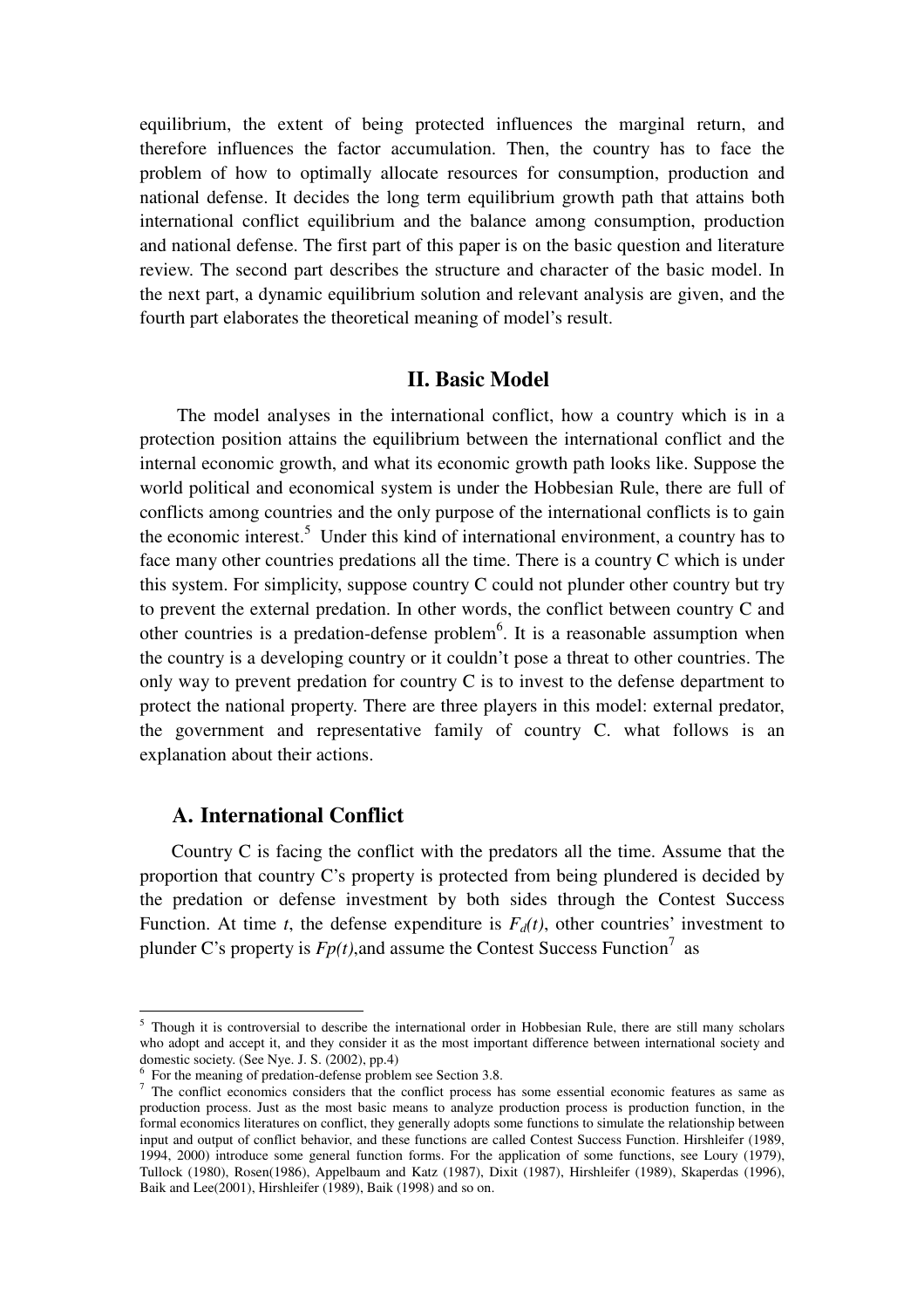equilibrium, the extent of being protected influences the marginal return, and therefore influences the factor accumulation. Then, the country has to face the problem of how to optimally allocate resources for consumption, production and national defense. It decides the long term equilibrium growth path that attains both international conflict equilibrium and the balance among consumption, production and national defense. The first part of this paper is on the basic question and literature review. The second part describes the structure and character of the basic model. In the next part, a dynamic equilibrium solution and relevant analysis are given, and the fourth part elaborates the theoretical meaning of model's result.

## II. Basic Model

The model analyses in the international conflict, how a country which is in a protection position attains the equilibrium between the international conflict and the internal economic growth, and what its economic growth path looks like. Suppose the world political and economical system is under the Hobbesian Rule, there are full of conflicts among countries and the only purpose of the international conflicts is to gain the economic interest.[5] Under this kind of international environment, a country has to face many other countries predations all the time. There is a country C which is under this system. For simplicity, suppose country C could not plunder other country but try to prevent the external predation. In other words, the conflict between country C and other countries is a predation-defense problem[6]. It is a reasonable assumption when the country is a developing country or it couldn't pose a threat to other countries. The only way to prevent predation for country C is to invest to the defense department to protect the national property. There are three players in this model: external predator, the government and representative family of country C. what follows is an explanation about their actions.

### A. International Conflict

Country C is facing the conflict with the predators all the time. Assume that the proportion that country C's property is protected from being plundered is decided by the predation or defense investment by both sides through the Contest Success Function. At time $t$, the defense expenditure is $F_d(t)$, other countries' investment to plunder C's property is $Fp(t)$,and assume the Contest Success Function[7] as

---

[5] Though it is controversial to describe the international order in Hobbesian Rule, there are still many scholars who adopt and accept it, and they consider it as the most important difference between international society and domestic society. (See Nye. J. S. (2002), pp.4)

[6] For the meaning of predation-defense problem see Section 3.8.

[7] The conflict economics considers that the conflict process has some essential economic features as same as production process. Just as the most basic means to analyze production process is production function, in the formal economics literatures on conflict, they generally adopts some functions to simulate the relationship between input and output of conflict behavior, and these functions are called Contest Success Function. Hirshleifer (1989, 1994, 2000) introduce some general function forms. For the application of some functions, see Loury (1979), Tullock (1980), Rosen(1986), Appelbaum and Katz (1987), Dixit (1987), Hirshleifer (1989), Skaperdas (1996), Baik and Lee(2001), Hirshleifer (1989), Baik (1998) and so on.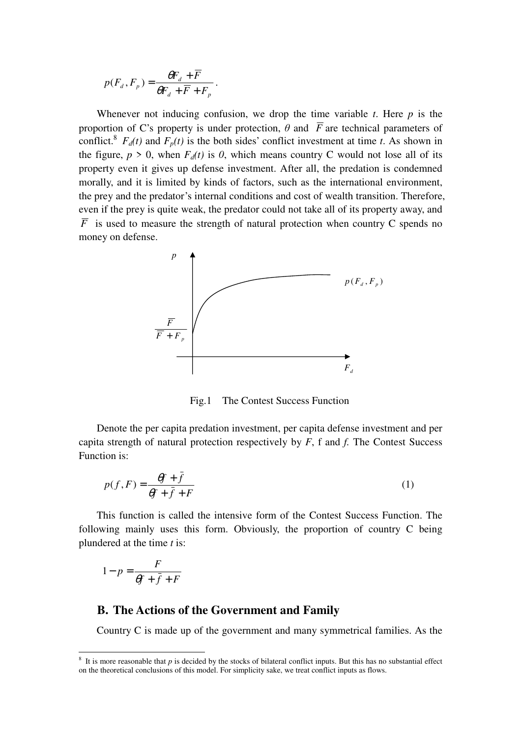$$p(F_d, F_p) = \frac{\theta F_d + \overline{F}}{\theta F_d + \overline{F} + F_p}.$$

Whenever not inducing confusion, we drop the time variable *t*. Here *p* is the proportion of C's property is under protection, $\theta$ and $\overline{F}$ are technical parameters of conflict.[8] $F_d(t)$ and $F_p(t)$ is the both sides' conflict investment at time *t*. As shown in the figure, $p > 0$, when $F_d(t)$ is *0*, which means country C would not lose all of its property even it gives up defense investment. After all, the predation is condemned morally, and it is limited by kinds of factors, such as the international environment, the prey and the predator's internal conditions and cost of wealth transition. Therefore, even if the prey is quite weak, the predator could not take all of its property away, and $\overline{F}$ is used to measure the strength of natural protection when country C spends no money on defense.

Fig.1 The Contest Success Function

Denote the per capita predation investment, per capita defense investment and per capita strength of natural protection respectively by *F*, f and *f.* The Contest Success Function is:

$$p(f, F) = \frac{\theta f + \bar{f}}{\theta f + \bar{f} + F} \tag{1}$$

This function is called the intensive form of the Contest Success Function. The following mainly uses this form. Obviously, the proportion of country C being plundered at the time *t* is:

$$1 - p = \frac{F}{\theta f + \bar{f} + F}$$

## B. The Actions of the Government and Family

Country C is made up of the government and many symmetrical families. As the

[8] It is more reasonable that *p* is decided by the stocks of bilateral conflict inputs. But this has no substantial effect on the theoretical conclusions of this model. For simplicity sake, we treat conflict inputs as flows.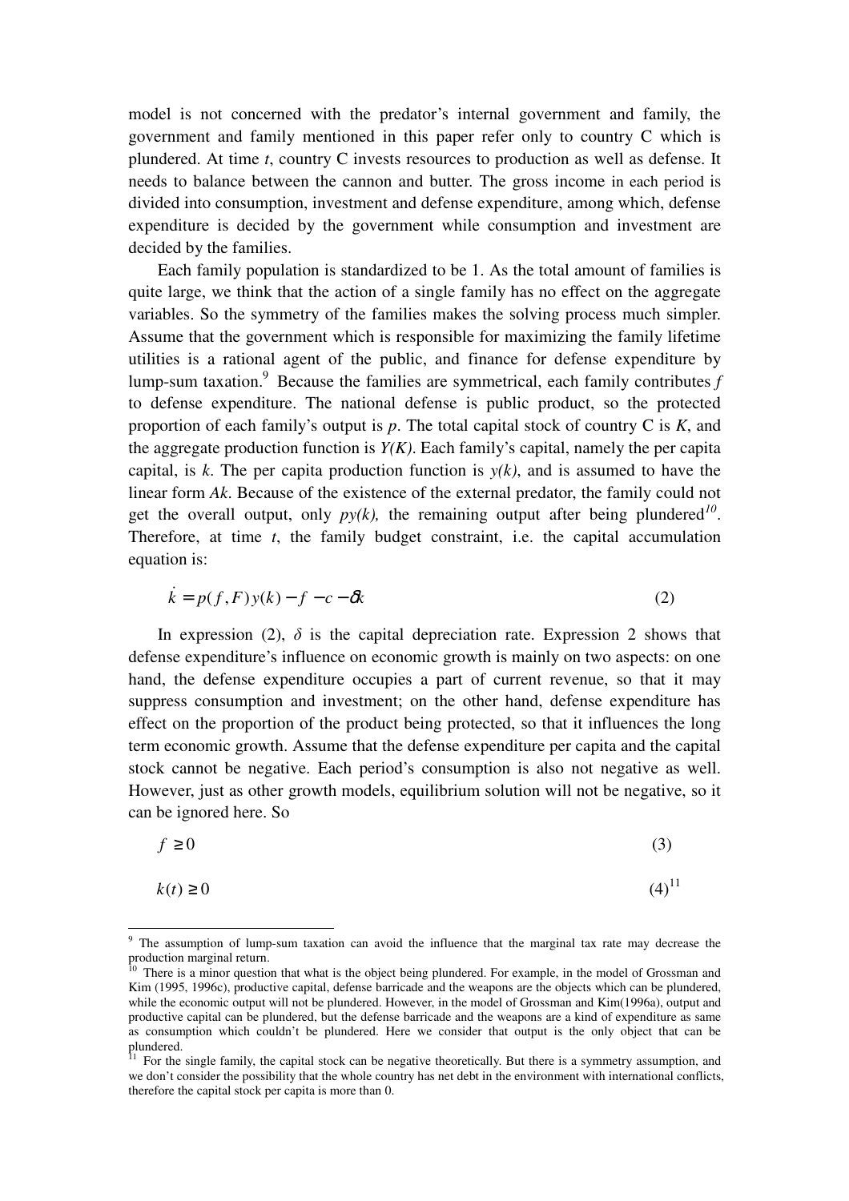model is not concerned with the predator's internal government and family, the government and family mentioned in this paper refer only to country C which is plundered. At time *t*, country C invests resources to production as well as defense. It needs to balance between the cannon and butter. The gross income in each period is divided into consumption, investment and defense expenditure, among which, defense expenditure is decided by the government while consumption and investment are decided by the families.

Each family population is standardized to be 1. As the total amount of families is quite large, we think that the action of a single family has no effect on the aggregate variables. So the symmetry of the families makes the solving process much simpler. Assume that the government which is responsible for maximizing the family lifetime utilities is a rational agent of the public, and finance for defense expenditure by lump-sum taxation.[9] Because the families are symmetrical, each family contributes *f* to defense expenditure. The national defense is public product, so the protected proportion of each family's output is *p*. The total capital stock of country C is *K*, and the aggregate production function is *Y(K)*. Each family's capital, namely the per capita capital, is *k*. The per capita production function is *y(k)*, and is assumed to have the linear form *Ak*. Because of the existence of the external predator, the family could not get the overall output, only *py(k),* the remaining output after being plundered[10]. Therefore, at time *t*, the family budget constraint, i.e. the capital accumulation equation is:

$$\dot{k} = p(f, F)y(k) - f - c - \delta k \tag{2}$$

In expression (2), $\delta$ is the capital depreciation rate. Expression 2 shows that defense expenditure's influence on economic growth is mainly on two aspects: on one hand, the defense expenditure occupies a part of current revenue, so that it may suppress consumption and investment; on the other hand, defense expenditure has effect on the proportion of the product being protected, so that it influences the long term economic growth. Assume that the defense expenditure per capita and the capital stock cannot be negative. Each period's consumption is also not negative as well. However, just as other growth models, equilibrium solution will not be negative, so it can be ignored here. So

$$f \geq 0 \tag{3}$$

$$k(t) \geq 0 \tag{4}$$ [11]

---

[9] The assumption of lump-sum taxation can avoid the influence that the marginal tax rate may decrease the production marginal return.

[10] There is a minor question that what is the object being plundered. For example, in the model of Grossman and Kim (1995, 1996c), productive capital, defense barricade and the weapons are the objects which can be plundered, while the economic output will not be plundered. However, in the model of Grossman and Kim(1996a), output and productive capital can be plundered, but the defense barricade and the weapons are a kind of expenditure as same as consumption which couldn't be plundered. Here we consider that output is the only object that can be plundered.

[11] For the single family, the capital stock can be negative theoretically. But there is a symmetry assumption, and we don't consider the possibility that the whole country has net debt in the environment with international conflicts, therefore the capital stock per capita is more than 0.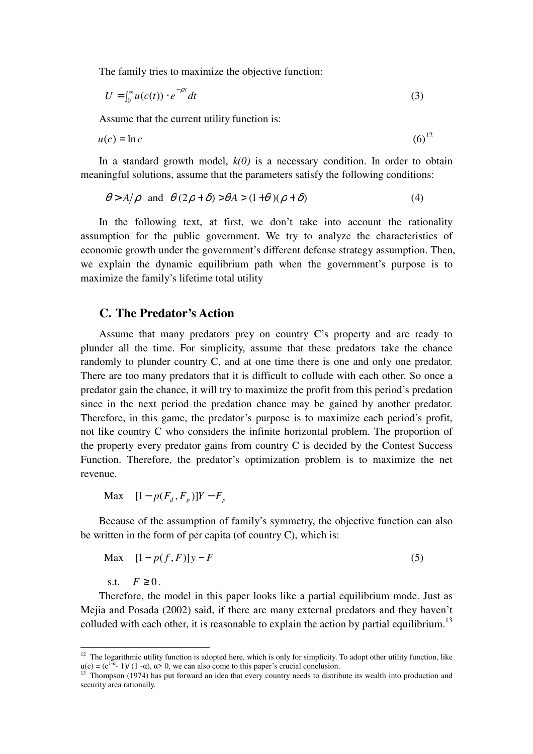The family tries to maximize the objective function:

$$U = \int_0^\infty u(c(t)) \cdot e^{-\rho t} dt \tag{3}$$

Assume that the current utility function is:

$$u(c) = \ln c \tag{6}$$ [12]

In a standard growth model, *k(0)* is a necessary condition. In order to obtain meaningful solutions, assume that the parameters satisfy the following conditions:

$$\theta > A/\rho \quad \text{and} \quad \theta(2\rho + \delta) > \theta A > (1+\theta)(\rho + \delta) \tag{4}$$

In the following text, at first, we don't take into account the rationality assumption for the public government. We try to analyze the characteristics of economic growth under the government's different defense strategy assumption. Then, we explain the dynamic equilibrium path when the government's purpose is to maximize the family's lifetime total utility

## C. The Predator's Action

Assume that many predators prey on country C's property and are ready to plunder all the time. For simplicity, assume that these predators take the chance randomly to plunder country C, and at one time there is one and only one predator. There are too many predators that it is difficult to collude with each other. So once a predator gain the chance, it will try to maximize the profit from this period's predation since in the next period the predation chance may be gained by another predator. Therefore, in this game, the predator's purpose is to maximize each period's profit, not like country C who considers the infinite horizontal problem. The proportion of the property every predator gains from country C is decided by the Contest Success Function. Therefore, the predator's optimization problem is to maximize the net revenue.

$$\text{Max} \quad [1 - p(F_d, F_p)]Y - F_p$$

Because of the assumption of family's symmetry, the objective function can also be written in the form of per capita (of country C), which is:

$$\text{Max} \quad [1 - p(f, F)]y - F \tag{5}$$

$$\text{s.t.} \quad F \geq 0.$$

Therefore, the model in this paper looks like a partial equilibrium mode. Just as Mejia and Posada (2002) said, if there are many external predators and they haven't colluded with each other, it is reasonable to explain the action by partial equilibrium.[13]

---

[12] The logarithmic utility function is adopted here, which is only for simplicity. To adopt other utility function, like $u(c) = (c^{1-\alpha} - 1)/(1-\alpha)$, $\alpha > 0$, we can also come to this paper's crucial conclusion.

[13] Thompson (1974) has put forward an idea that every country needs to distribute its wealth into production and security area rationally.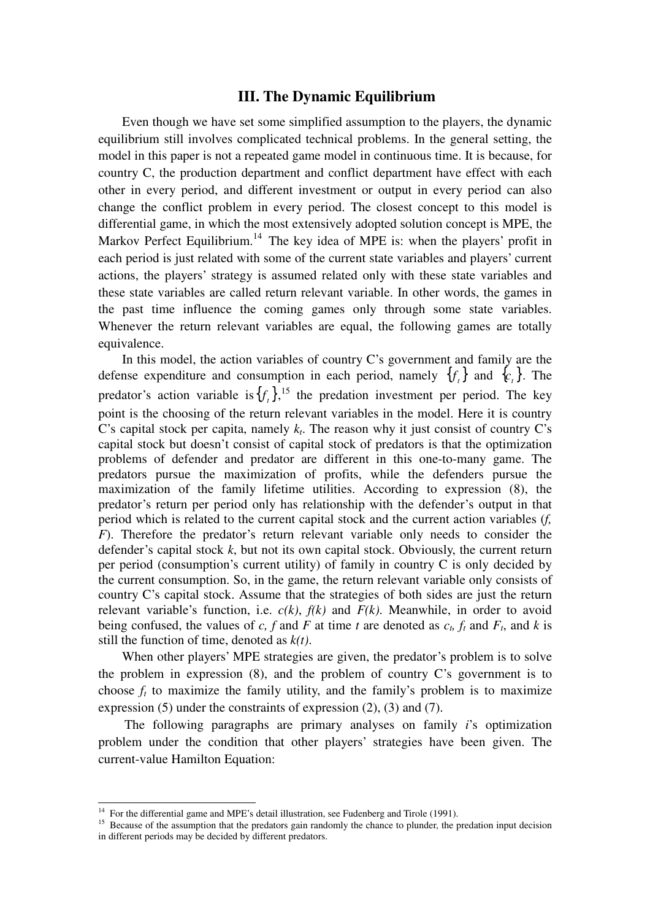## III. The Dynamic Equilibrium

Even though we have set some simplified assumption to the players, the dynamic equilibrium still involves complicated technical problems. In the general setting, the model in this paper is not a repeated game model in continuous time. It is because, for country C, the production department and conflict department have effect with each other in every period, and different investment or output in every period can also change the conflict problem in every period. The closest concept to this model is differential game, in which the most extensively adopted solution concept is MPE, the Markov Perfect Equilibrium.[14] The key idea of MPE is: when the players' profit in each period is just related with some of the current state variables and players' current actions, the players' strategy is assumed related only with these state variables and these state variables are called return relevant variable. In other words, the games in the past time influence the coming games only through some state variables. Whenever the return relevant variables are equal, the following games are totally equivalence.

In this model, the action variables of country C's government and family are the defense expenditure and consumption in each period, namely $\{f_t\}$ and $\{c_t\}$. The predator's action variable is $\{f_t\}$,[15] the predation investment per period. The key point is the choosing of the return relevant variables in the model. Here it is country C's capital stock per capita, namely $k_t$. The reason why it just consist of country C's capital stock but doesn't consist of capital stock of predators is that the optimization problems of defender and predator are different in this one-to-many game. The predators pursue the maximization of profits, while the defenders pursue the maximization of the family lifetime utilities. According to expression (8), the predator's return per period only has relationship with the defender's output in that period which is related to the current capital stock and the current action variables (*f, F*). Therefore the predator's return relevant variable only needs to consider the defender's capital stock *k*, but not its own capital stock. Obviously, the current return per period (consumption's current utility) of family in country C is only decided by the current consumption. So, in the game, the return relevant variable only consists of country C's capital stock. Assume that the strategies of both sides are just the return relevant variable's function, i.e. $c(k)$, $f(k)$ and $F(k)$. Meanwhile, in order to avoid being confused, the values of *c, f* and *F* at time *t* are denoted as $c_t$, $f_t$ and $F_t$, and *k* is still the function of time, denoted as $k(t)$.

When other players' MPE strategies are given, the predator's problem is to solve the problem in expression (8), and the problem of country C's government is to choose $f_t$ to maximize the family utility, and the family's problem is to maximize expression (5) under the constraints of expression (2), (3) and (7).

The following paragraphs are primary analyses on family *i*'s optimization problem under the condition that other players' strategies have been given. The current-value Hamilton Equation:

---

[14] For the differential game and MPE's detail illustration, see Fudenberg and Tirole (1991).

[15] Because of the assumption that the predators gain randomly the chance to plunder, the predation input decision in different periods may be decided by different predators.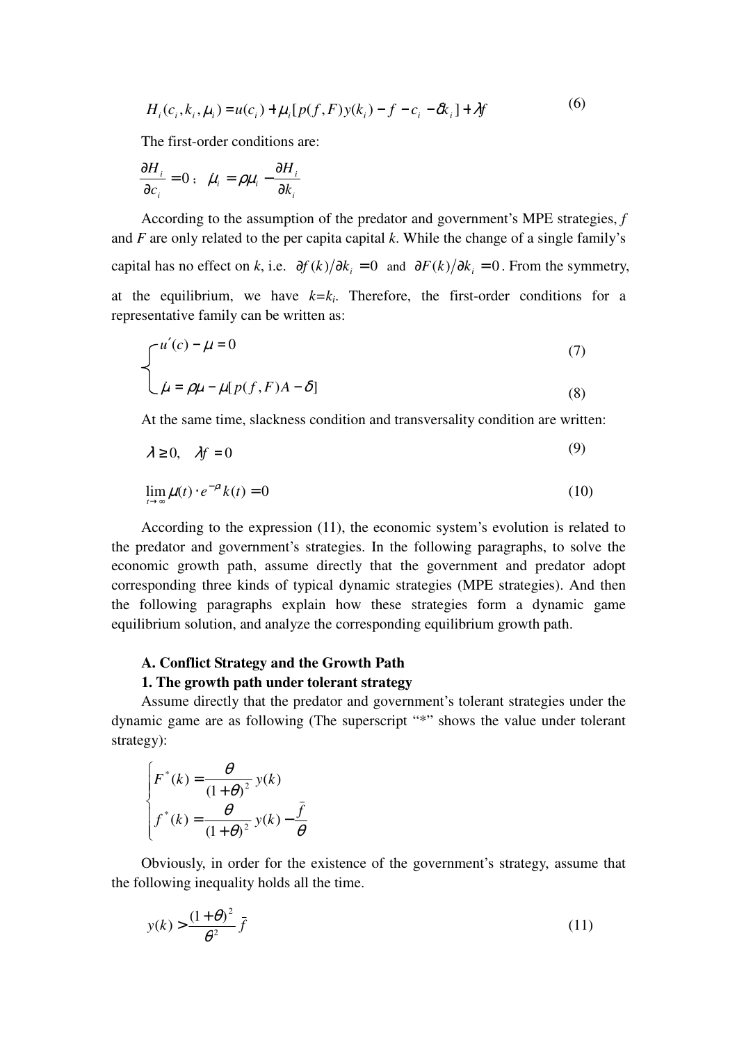$$H_i(c_i, k_i, \mu_i) = u(c_i) + \mu_i[p(f, F)y(k_i) - f - c_i - \delta k_i] + \lambda f \tag{6}$$

The first-order conditions are:

$$\frac{\partial H_i}{\partial c_i} = 0\text{；}\quad \dot{\mu}_i = \rho\mu_i - \frac{\partial H_i}{\partial k_i}$$

According to the assumption of the predator and government's MPE strategies, $f$ and $F$ are only related to the per capita capital $k$. While the change of a single family's capital has no effect on $k$, i.e. $\partial f(k)/\partial k_i = 0$ and $\partial F(k)/\partial k_i = 0$. From the symmetry, at the equilibrium, we have $k$=$k_i$. Therefore, the first-order conditions for a representative family can be written as:

$$\begin{cases} u'(c) - \mu = 0 & (7) \\ \dot{\mu} = \rho\mu - \mu[p(f, F)A - \delta] & (8) \end{cases}$$

At the same time, slackness condition and transversality condition are written:

$$\lambda \geq 0, \quad \lambda f = 0 \tag{9}$$

$$\lim_{t \to \infty} \mu(t) \cdot e^{-\rho t} k(t) = 0 \tag{10}$$

According to the expression (11), the economic system's evolution is related to the predator and government's strategies. In the following paragraphs, to solve the economic growth path, assume directly that the government and predator adopt corresponding three kinds of typical dynamic strategies (MPE strategies). And then the following paragraphs explain how these strategies form a dynamic game equilibrium solution, and analyze the corresponding equilibrium growth path.

**A. Conflict Strategy and the Growth Path**

**1. The growth path under tolerant strategy**

Assume directly that the predator and government's tolerant strategies under the dynamic game are as following (The superscript "*" shows the value under tolerant strategy):

$$\begin{cases} F^*(k) = \dfrac{\theta}{(1+\theta)^2} y(k) \\ f^*(k) = \dfrac{\theta}{(1+\theta)^2} y(k) - \dfrac{\bar{f}}{\theta} \end{cases}$$

Obviously, in order for the existence of the government's strategy, assume that the following inequality holds all the time.

$$y(k) > \frac{(1+\theta)^2}{\theta^2} \bar{f} \tag{11}$$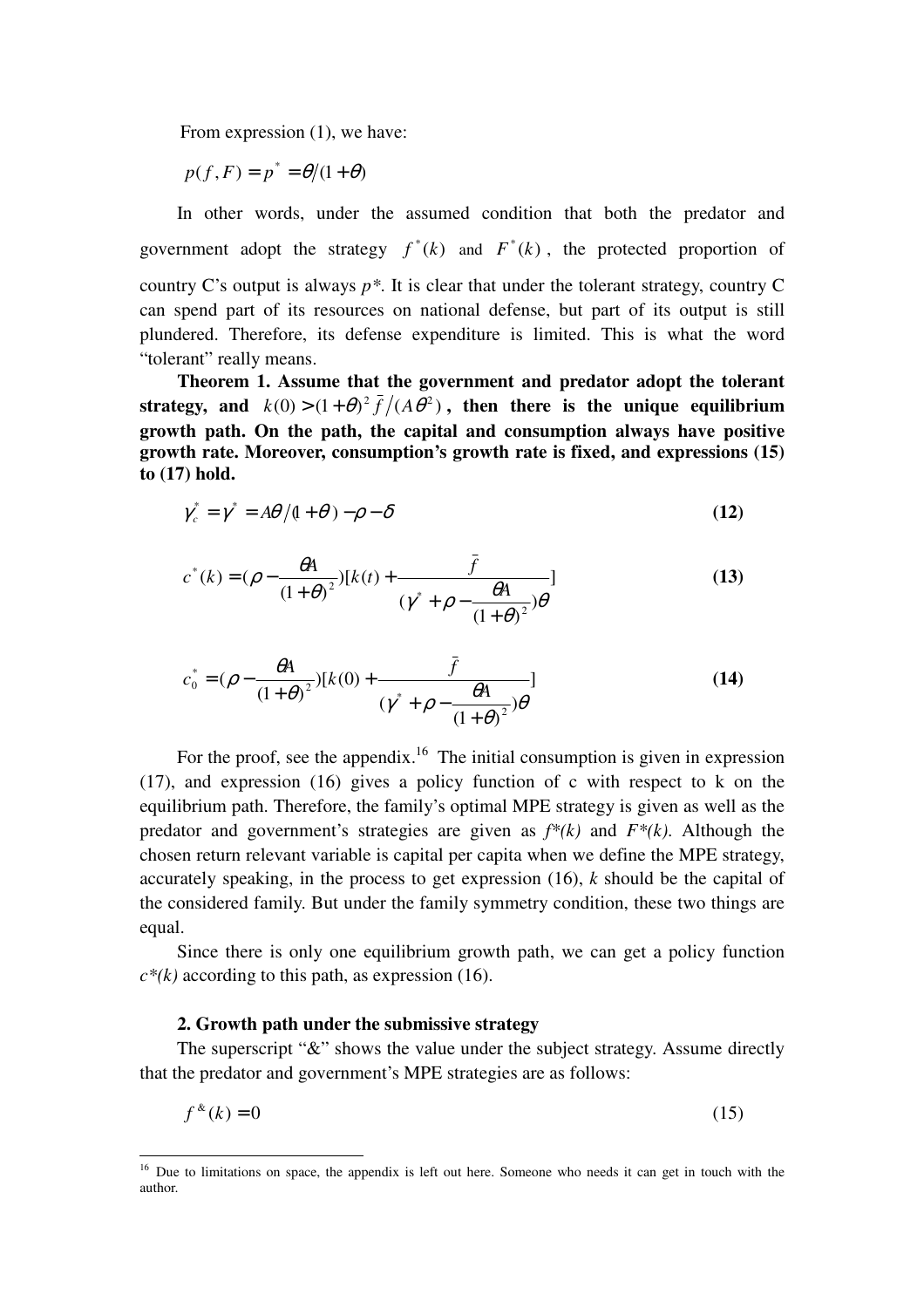From expression (1), we have:

$$p(f, F) = p^* = \theta/(1+\theta)$$

In other words, under the assumed condition that both the predator and government adopt the strategy $f^*(k)$ and $F^*(k)$, the protected proportion of country C's output is always $p^*$. It is clear that under the tolerant strategy, country C can spend part of its resources on national defense, but part of its output is still plundered. Therefore, its defense expenditure is limited. This is what the word "tolerant" really means.

**Theorem 1. Assume that the government and predator adopt the tolerant strategy, and $k(0) > (1+\theta)^2 \bar{f}/(A\theta^2)$, then there is the unique equilibrium growth path. On the path, the capital and consumption always have positive growth rate. Moreover, consumption's growth rate is fixed, and expressions (15) to (17) hold.**

$$\gamma_c^* = \gamma^* = A\theta/(1+\theta) - \rho - \delta \tag{12}$$

$$c^*(k) = (\rho - \frac{\theta A}{(1+\theta)^2})[k(t) + \frac{\bar{f}}{(\gamma^* + \rho - \frac{\theta A}{(1+\theta)^2})\theta}] \tag{13}$$

$$c_0^* = (\rho - \frac{\theta A}{(1+\theta)^2})[k(0) + \frac{\bar{f}}{(\gamma^* + \rho - \frac{\theta A}{(1+\theta)^2})\theta}] \tag{14}$$

For the proof, see the appendix.[16] The initial consumption is given in expression (17), and expression (16) gives a policy function of c with respect to k on the equilibrium path. Therefore, the family's optimal MPE strategy is given as well as the predator and government's strategies are given as *f\*(k)* and *F\*(k)*. Although the chosen return relevant variable is capital per capita when we define the MPE strategy, accurately speaking, in the process to get expression (16), *k* should be the capital of the considered family. But under the family symmetry condition, these two things are equal.

Since there is only one equilibrium growth path, we can get a policy function *c\*(k)* according to this path, as expression (16).

### 2. Growth path under the submissive strategy

The superscript "&" shows the value under the subject strategy. Assume directly that the predator and government's MPE strategies are as follows:

$$f^{\&}(k) = 0 \tag{15}$$

[16] Due to limitations on space, the appendix is left out here. Someone who needs it can get in touch with the author.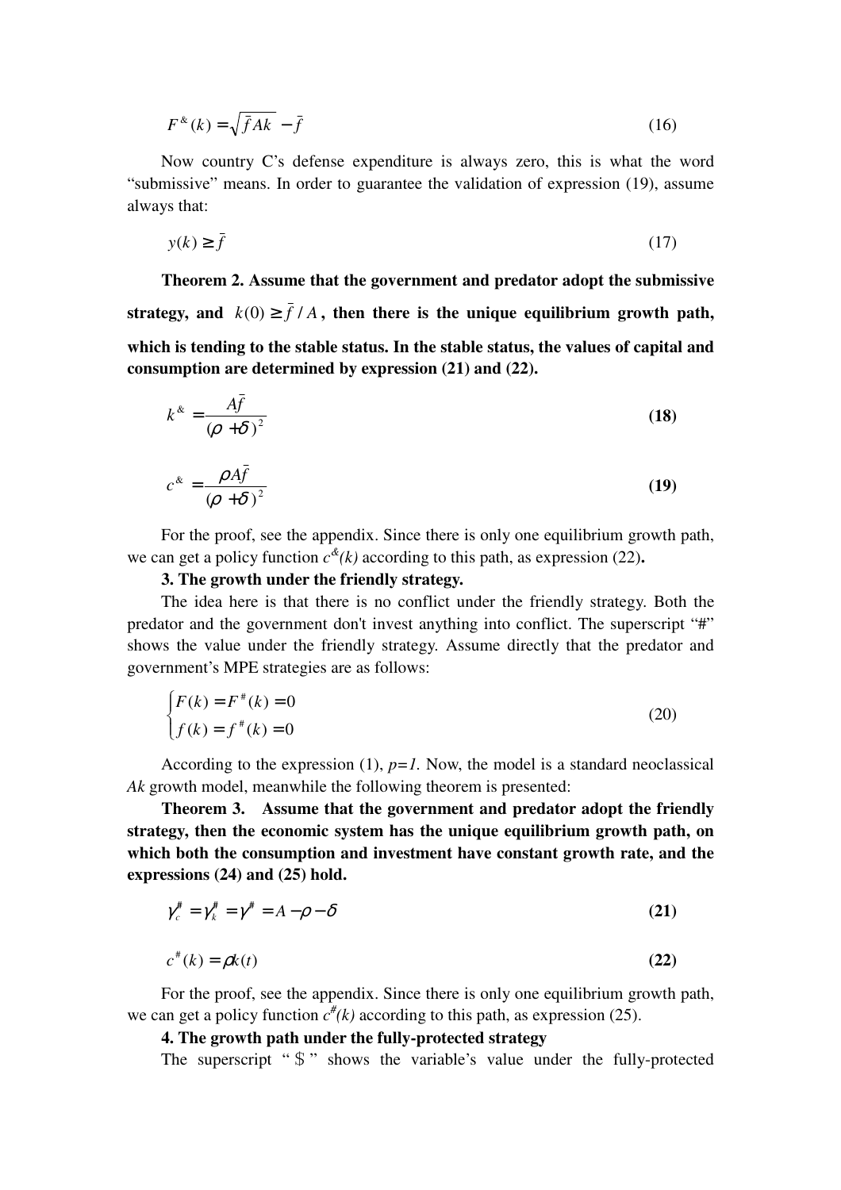$$F^{\&}(k) = \sqrt{\bar{f}Ak} - \bar{f} \tag{16}$$

Now country C's defense expenditure is always zero, this is what the word "submissive" means. In order to guarantee the validation of expression (19), assume always that:

$$y(k) \geq \bar{f} \tag{17}$$

**Theorem 2. Assume that the government and predator adopt the submissive strategy, and $k(0) \geq \bar{f} / A$, then there is the unique equilibrium growth path, which is tending to the stable status. In the stable status, the values of capital and consumption are determined by expression (21) and (22).**

$$k^{\&} = \frac{A\bar{f}}{(\rho + \delta)^2} \tag{18}$$

$$c^{\&} = \frac{\rho A\bar{f}}{(\rho + \delta)^2} \tag{19}$$

For the proof, see the appendix. Since there is only one equilibrium growth path, we can get a policy function $c^{\&}(k)$ according to this path, as expression (22)**.**

**3. The growth under the friendly strategy.**

The idea here is that there is no conflict under the friendly strategy. Both the predator and the government don't invest anything into conflict. The superscript "#" shows the value under the friendly strategy. Assume directly that the predator and government's MPE strategies are as follows:

$$\begin{cases} F(k) = F^{\#}(k) = 0 \\ f(k) = f^{\#}(k) = 0 \end{cases} \tag{20}$$

According to the expression (1), $p=1$. Now, the model is a standard neoclassical *Ak* growth model, meanwhile the following theorem is presented:

**Theorem 3. Assume that the government and predator adopt the friendly strategy, then the economic system has the unique equilibrium growth path, on which both the consumption and investment have constant growth rate, and the expressions (24) and (25) hold.**

$$\gamma_c^{\#} = \gamma_k^{\#} = \gamma^{\#} = A - \rho - \delta \tag{21}$$

$$c^{\#}(k) = \rho k(t) \tag{22}$$

For the proof, see the appendix. Since there is only one equilibrium growth path, we can get a policy function $c^{\#}(k)$ according to this path, as expression (25).

**4. The growth path under the fully-protected strategy**

The superscript "$" shows the variable's value under the fully-protected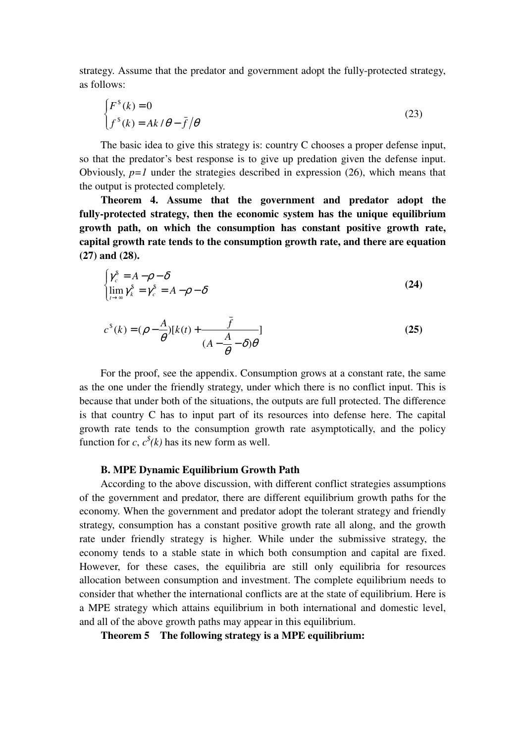strategy. Assume that the predator and government adopt the fully-protected strategy, as follows:

$$\begin{cases} F^{\$}(k) = 0 \\ f^{\$}(k) = Ak/\theta - \bar{f}/\theta \end{cases} \tag{23}$$

The basic idea to give this strategy is: country C chooses a proper defense input, so that the predator's best response is to give up predation given the defense input. Obviously, $p=1$ under the strategies described in expression (26), which means that the output is protected completely.

**Theorem 4. Assume that the government and predator adopt the fully-protected strategy, then the economic system has the unique equilibrium growth path, on which the consumption has constant positive growth rate, capital growth rate tends to the consumption growth rate, and there are equation (27) and (28).**

$$\begin{cases} \gamma_c^{\$} = A - \rho - \delta \\ \lim_{t \to \infty} \gamma_k^{\$} = \gamma_c^{\$} = A - \rho - \delta \end{cases} \tag{24}$$

$$c^{\$}(k) = (\rho - \frac{A}{\theta})[k(t) + \frac{\bar{f}}{(A - \frac{A}{\theta} - \delta)\theta}] \tag{25}$$

For the proof, see the appendix. Consumption grows at a constant rate, the same as the one under the friendly strategy, under which there is no conflict input. This is because that under both of the situations, the outputs are full protected. The difference is that country C has to input part of its resources into defense here. The capital growth rate tends to the consumption growth rate asymptotically, and the policy function for $c$, $c^{\$}(k)$ has its new form as well.

**B. MPE Dynamic Equilibrium Growth Path**

According to the above discussion, with different conflict strategies assumptions of the government and predator, there are different equilibrium growth paths for the economy. When the government and predator adopt the tolerant strategy and friendly strategy, consumption has a constant positive growth rate all along, and the growth rate under friendly strategy is higher. While under the submissive strategy, the economy tends to a stable state in which both consumption and capital are fixed. However, for these cases, the equilibria are still only equilibria for resources allocation between consumption and investment. The complete equilibrium needs to consider that whether the international conflicts are at the state of equilibrium. Here is a MPE strategy which attains equilibrium in both international and domestic level, and all of the above growth paths may appear in this equilibrium.

**Theorem 5　The following strategy is a MPE equilibrium:**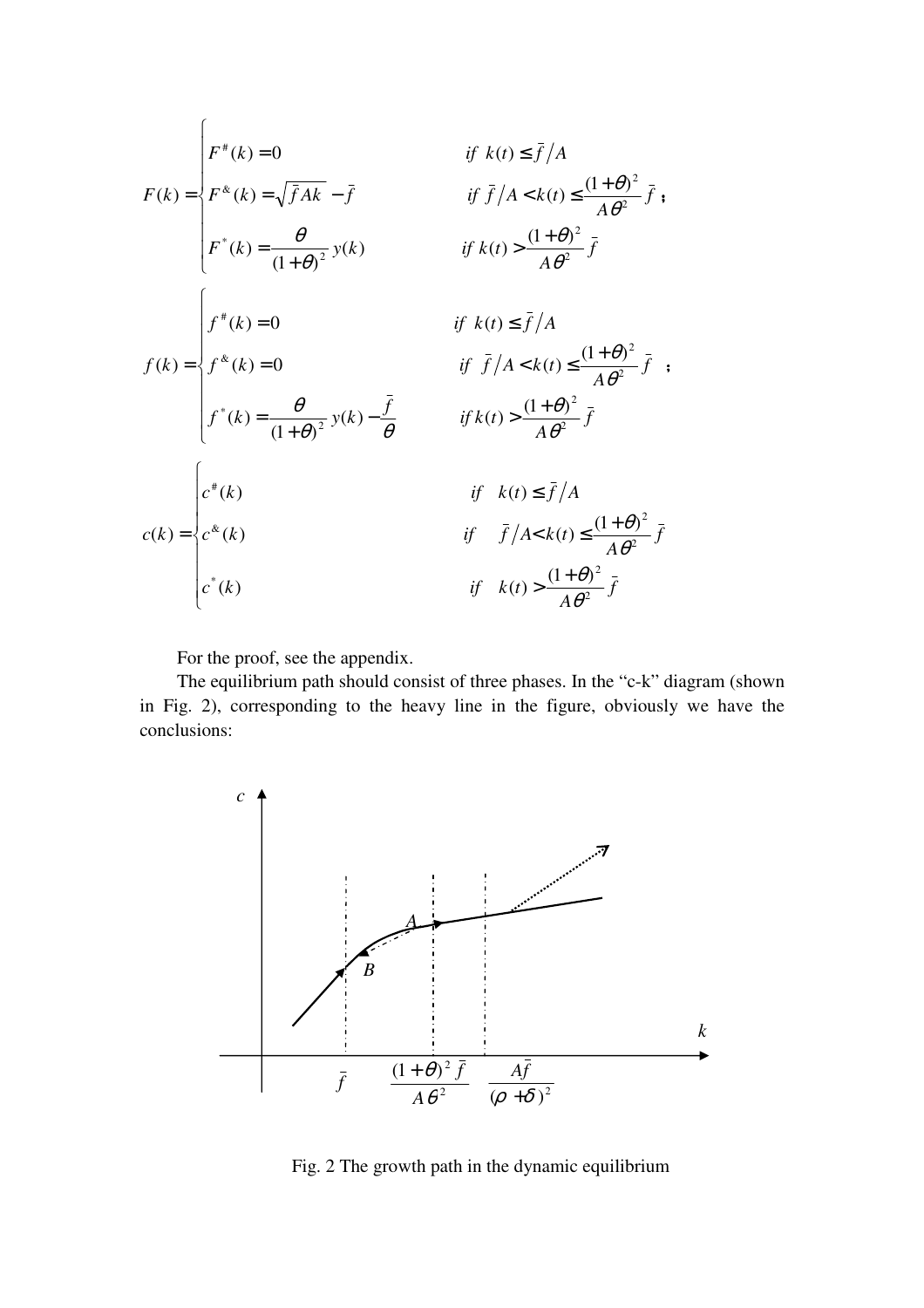$$
F(k) = \begin{cases} F^{\#}(k) = 0 & \text{if } \; k(t) \le \bar{f}/A \\ F^{\&}(k) = \sqrt{\bar{f}Ak} - \bar{f} & \text{if } \; \bar{f}/A < k(t) \le \dfrac{(1+\theta)^2}{A\theta^2}\bar{f} \\ F^{*}(k) = \dfrac{\theta}{(1+\theta)^2} y(k) & \text{if } \; k(t) > \dfrac{(1+\theta)^2}{A\theta^2}\bar{f} \end{cases};
$$

$$
f(k) = \begin{cases} f^{\#}(k) = 0 & \text{if } \; k(t) \le \bar{f}/A \\ f^{\&}(k) = 0 & \text{if } \; \bar{f}/A < k(t) \le \dfrac{(1+\theta)^2}{A\theta^2}\bar{f} \\ f^{*}(k) = \dfrac{\theta}{(1+\theta)^2} y(k) - \dfrac{\bar{f}}{\theta} & \text{if } \; k(t) > \dfrac{(1+\theta)^2}{A\theta^2}\bar{f} \end{cases};
$$

$$
c(k) = \begin{cases} c^{\#}(k) & \text{if } \; k(t) \le \bar{f}/A \\ c^{\&}(k) & \text{if } \; \bar{f}/A < k(t) \le \dfrac{(1+\theta)^2}{A\theta^2}\bar{f} \\ c^{*}(k) & \text{if } \; k(t) > \dfrac{(1+\theta)^2}{A\theta^2}\bar{f} \end{cases}
$$

For the proof, see the appendix.

The equilibrium path should consist of three phases. In the "c-k" diagram (shown in Fig. 2), corresponding to the heavy line in the figure, obviously we have the conclusions:

Fig. 2 The growth path in the dynamic equilibrium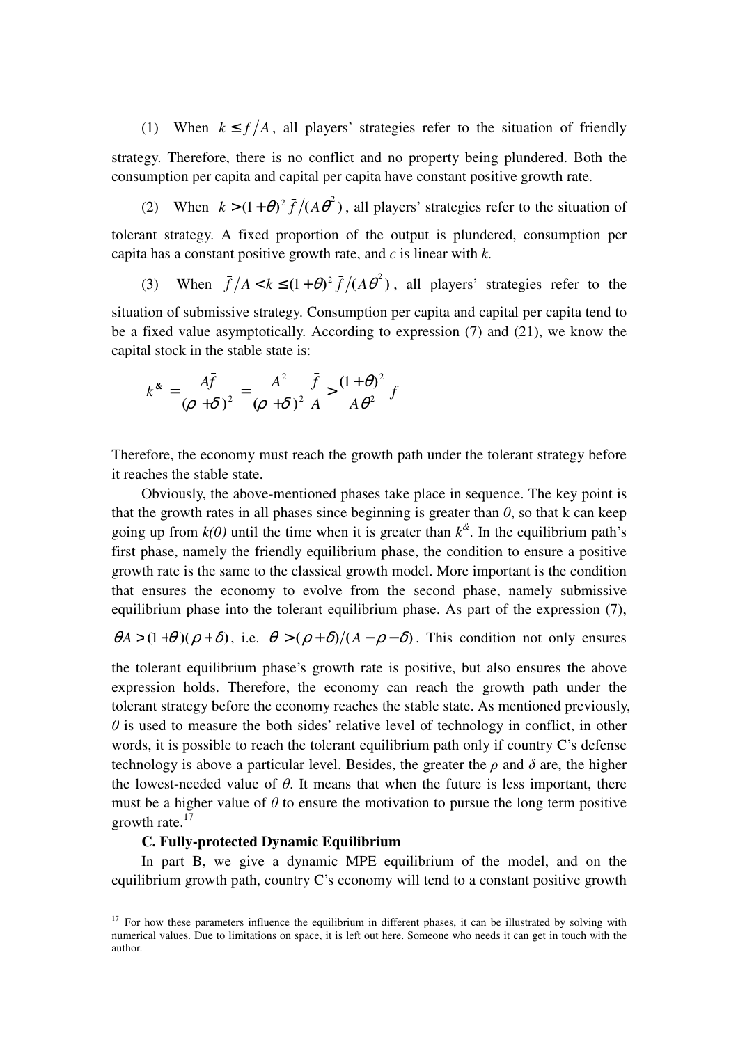(1) When $k \le \bar{f}/A$, all players' strategies refer to the situation of friendly strategy. Therefore, there is no conflict and no property being plundered. Both the consumption per capita and capital per capita have constant positive growth rate.

(2) When $k > (1+\theta)^2 \bar{f}/(A\theta^2)$, all players' strategies refer to the situation of tolerant strategy. A fixed proportion of the output is plundered, consumption per capita has a constant positive growth rate, and *c* is linear with *k*.

(3) When $\bar{f}/A < k \le (1+\theta)^2 \bar{f}/(A\theta^2)$, all players' strategies refer to the situation of submissive strategy. Consumption per capita and capital per capita tend to be a fixed value asymptotically. According to expression (7) and (21), we know the capital stock in the stable state is:

$$k^{\&} = \frac{A\bar{f}}{(\rho+\delta)^2} = \frac{A^2}{(\rho+\delta)^2}\frac{\bar{f}}{A} > \frac{(1+\theta)^2}{A\theta^2}\bar{f}$$

Therefore, the economy must reach the growth path under the tolerant strategy before it reaches the stable state.

Obviously, the above-mentioned phases take place in sequence. The key point is that the growth rates in all phases since beginning is greater than *0*, so that k can keep going up from *k(0)* until the time when it is greater than $k^{\&}$. In the equilibrium path's first phase, namely the friendly equilibrium phase, the condition to ensure a positive growth rate is the same to the classical growth model. More important is the condition that ensures the economy to evolve from the second phase, namely submissive equilibrium phase into the tolerant equilibrium phase. As part of the expression (7), $\theta A > (1+\theta)(\rho+\delta)$, i.e. $\theta > (\rho+\delta)/(A-\rho-\delta)$. This condition not only ensures the tolerant equilibrium phase's growth rate is positive, but also ensures the above expression holds. Therefore, the economy can reach the growth path under the tolerant strategy before the economy reaches the stable state. As mentioned previously, *θ* is used to measure the both sides' relative level of technology in conflict, in other words, it is possible to reach the tolerant equilibrium path only if country C's defense technology is above a particular level. Besides, the greater the *ρ* and *δ* are, the higher the lowest-needed value of *θ*. It means that when the future is less important, there must be a higher value of *θ* to ensure the motivation to pursue the long term positive growth rate.[17]

**C. Fully-protected Dynamic Equilibrium**

In part B, we give a dynamic MPE equilibrium of the model, and on the equilibrium growth path, country C's economy will tend to a constant positive growth

[17] For how these parameters influence the equilibrium in different phases, it can be illustrated by solving with numerical values. Due to limitations on space, it is left out here. Someone who needs it can get in touch with the author.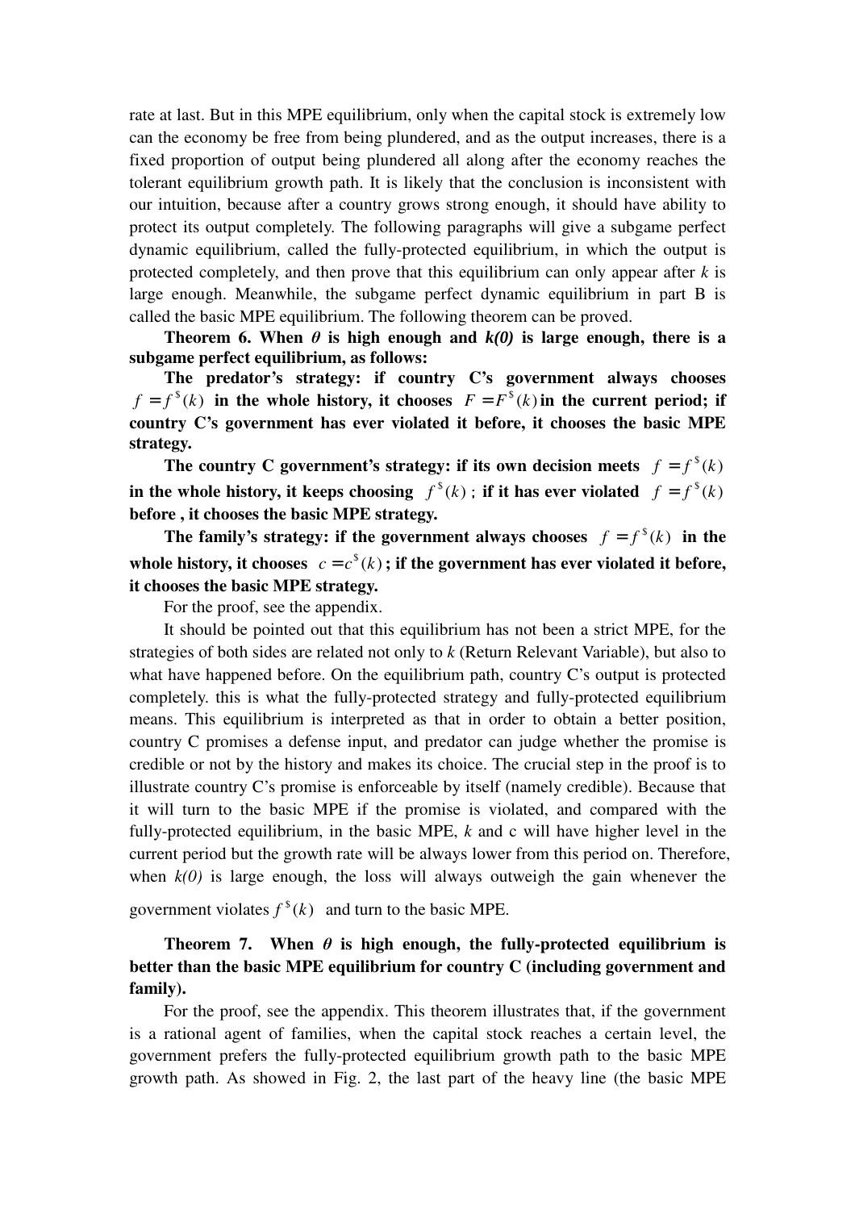rate at last. But in this MPE equilibrium, only when the capital stock is extremely low can the economy be free from being plundered, and as the output increases, there is a fixed proportion of output being plundered all along after the economy reaches the tolerant equilibrium growth path. It is likely that the conclusion is inconsistent with our intuition, because after a country grows strong enough, it should have ability to protect its output completely. The following paragraphs will give a subgame perfect dynamic equilibrium, called the fully-protected equilibrium, in which the output is protected completely, and then prove that this equilibrium can only appear after *k* is large enough. Meanwhile, the subgame perfect dynamic equilibrium in part B is called the basic MPE equilibrium. The following theorem can be proved.

**Theorem 6. When $\theta$ is high enough and *k(0)* is large enough, there is a subgame perfect equilibrium, as follows:**

**The predator's strategy: if country C's government always chooses $f = f^{\$}(k)$ in the whole history, it chooses $F = F^{\$}(k)$ in the current period; if country C's government has ever violated it before, it chooses the basic MPE strategy.**

**The country C government's strategy: if its own decision meets $f = f^{\$}(k)$ in the whole history, it keeps choosing $f^{\$}(k)$; if it has ever violated $f = f^{\$}(k)$ before , it chooses the basic MPE strategy.**

**The family's strategy: if the government always chooses $f = f^{\$}(k)$ in the whole history, it chooses $c = c^{\$}(k)$; if the government has ever violated it before, it chooses the basic MPE strategy.**

For the proof, see the appendix.

It should be pointed out that this equilibrium has not been a strict MPE, for the strategies of both sides are related not only to *k* (Return Relevant Variable), but also to what have happened before. On the equilibrium path, country C's output is protected completely. this is what the fully-protected strategy and fully-protected equilibrium means. This equilibrium is interpreted as that in order to obtain a better position, country C promises a defense input, and predator can judge whether the promise is credible or not by the history and makes its choice. The crucial step in the proof is to illustrate country C's promise is enforceable by itself (namely credible). Because that it will turn to the basic MPE if the promise is violated, and compared with the fully-protected equilibrium, in the basic MPE, *k* and c will have higher level in the current period but the growth rate will be always lower from this period on. Therefore, when *k(0)* is large enough, the loss will always outweigh the gain whenever the government violates $f^{\$}(k)$ and turn to the basic MPE.

**Theorem 7. When $\theta$ is high enough, the fully-protected equilibrium is better than the basic MPE equilibrium for country C (including government and family).**

For the proof, see the appendix. This theorem illustrates that, if the government is a rational agent of families, when the capital stock reaches a certain level, the government prefers the fully-protected equilibrium growth path to the basic MPE growth path. As showed in Fig. 2, the last part of the heavy line (the basic MPE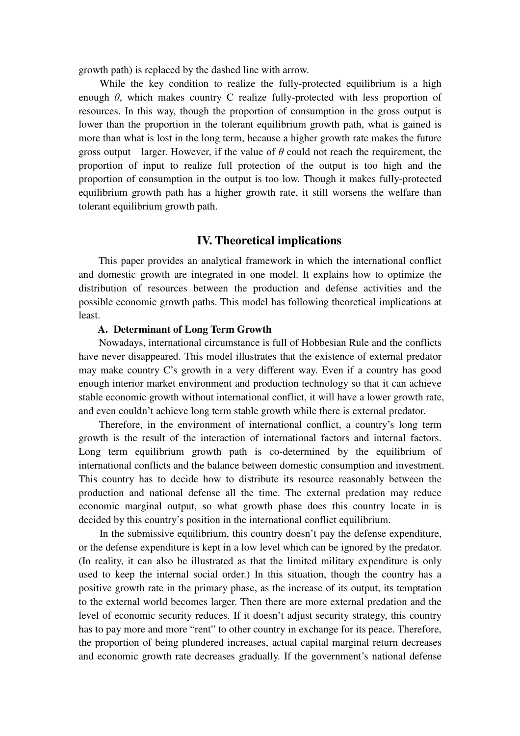growth path) is replaced by the dashed line with arrow.

While the key condition to realize the fully-protected equilibrium is a high enough $\theta$, which makes country C realize fully-protected with less proportion of resources. In this way, though the proportion of consumption in the gross output is lower than the proportion in the tolerant equilibrium growth path, what is gained is more than what is lost in the long term, because a higher growth rate makes the future gross output larger. However, if the value of $\theta$ could not reach the requirement, the proportion of input to realize full protection of the output is too high and the proportion of consumption in the output is too low. Though it makes fully-protected equilibrium growth path has a higher growth rate, it still worsens the welfare than tolerant equilibrium growth path.

## IV. Theoretical implications

This paper provides an analytical framework in which the international conflict and domestic growth are integrated in one model. It explains how to optimize the distribution of resources between the production and defense activities and the possible economic growth paths. This model has following theoretical implications at least.

### A. Determinant of Long Term Growth

Nowadays, international circumstance is full of Hobbesian Rule and the conflicts have never disappeared. This model illustrates that the existence of external predator may make country C's growth in a very different way. Even if a country has good enough interior market environment and production technology so that it can achieve stable economic growth without international conflict, it will have a lower growth rate, and even couldn't achieve long term stable growth while there is external predator.

Therefore, in the environment of international conflict, a country's long term growth is the result of the interaction of international factors and internal factors. Long term equilibrium growth path is co-determined by the equilibrium of international conflicts and the balance between domestic consumption and investment. This country has to decide how to distribute its resource reasonably between the production and national defense all the time. The external predation may reduce economic marginal output, so what growth phase does this country locate in is decided by this country's position in the international conflict equilibrium.

In the submissive equilibrium, this country doesn't pay the defense expenditure, or the defense expenditure is kept in a low level which can be ignored by the predator. (In reality, it can also be illustrated as that the limited military expenditure is only used to keep the internal social order.) In this situation, though the country has a positive growth rate in the primary phase, as the increase of its output, its temptation to the external world becomes larger. Then there are more external predation and the level of economic security reduces. If it doesn't adjust security strategy, this country has to pay more and more "rent" to other country in exchange for its peace. Therefore, the proportion of being plundered increases, actual capital marginal return decreases and economic growth rate decreases gradually. If the government's national defense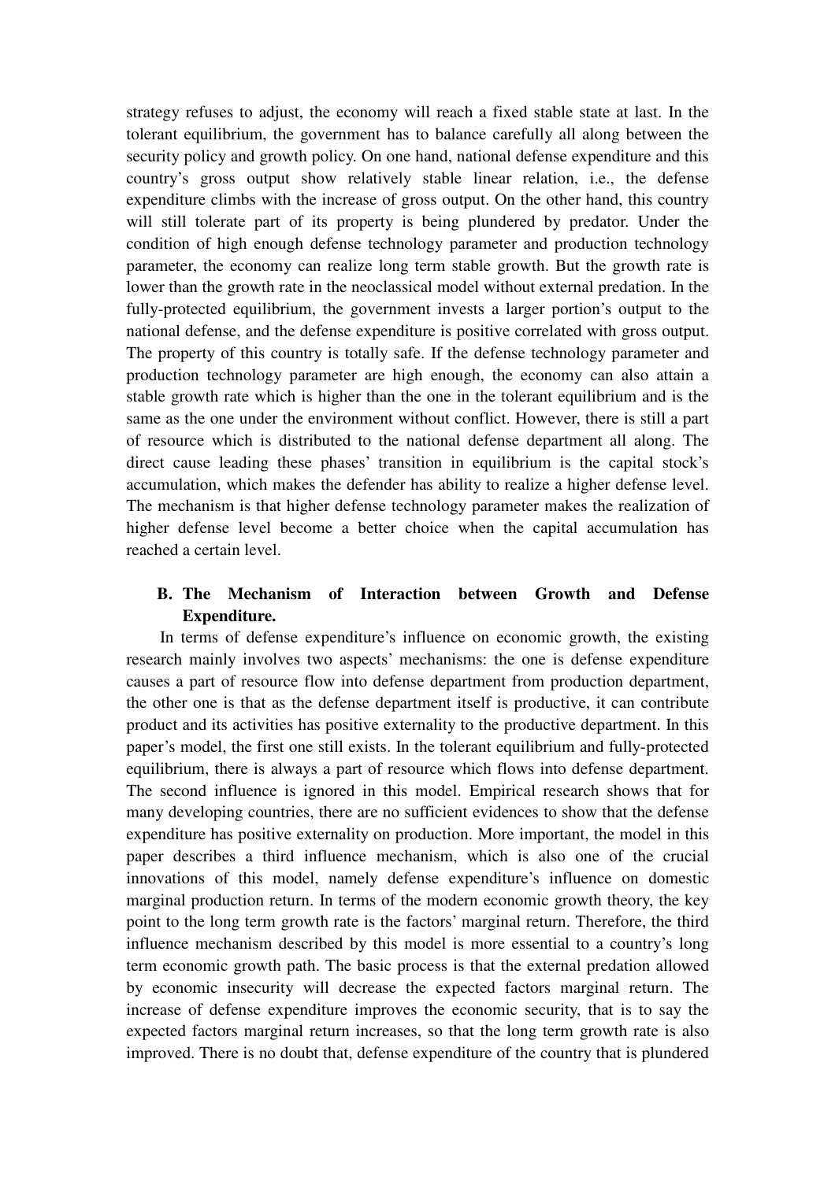strategy refuses to adjust, the economy will reach a fixed stable state at last. In the tolerant equilibrium, the government has to balance carefully all along between the security policy and growth policy. On one hand, national defense expenditure and this country's gross output show relatively stable linear relation, i.e., the defense expenditure climbs with the increase of gross output. On the other hand, this country will still tolerate part of its property is being plundered by predator. Under the condition of high enough defense technology parameter and production technology parameter, the economy can realize long term stable growth. But the growth rate is lower than the growth rate in the neoclassical model without external predation. In the fully-protected equilibrium, the government invests a larger portion's output to the national defense, and the defense expenditure is positive correlated with gross output. The property of this country is totally safe. If the defense technology parameter and production technology parameter are high enough, the economy can also attain a stable growth rate which is higher than the one in the tolerant equilibrium and is the same as the one under the environment without conflict. However, there is still a part of resource which is distributed to the national defense department all along. The direct cause leading these phases' transition in equilibrium is the capital stock's accumulation, which makes the defender has ability to realize a higher defense level. The mechanism is that higher defense technology parameter makes the realization of higher defense level become a better choice when the capital accumulation has reached a certain level.

### B. The Mechanism of Interaction between Growth and Defense Expenditure.

In terms of defense expenditure's influence on economic growth, the existing research mainly involves two aspects' mechanisms: the one is defense expenditure causes a part of resource flow into defense department from production department, the other one is that as the defense department itself is productive, it can contribute product and its activities has positive externality to the productive department. In this paper's model, the first one still exists. In the tolerant equilibrium and fully-protected equilibrium, there is always a part of resource which flows into defense department. The second influence is ignored in this model. Empirical research shows that for many developing countries, there are no sufficient evidences to show that the defense expenditure has positive externality on production. More important, the model in this paper describes a third influence mechanism, which is also one of the crucial innovations of this model, namely defense expenditure's influence on domestic marginal production return. In terms of the modern economic growth theory, the key point to the long term growth rate is the factors' marginal return. Therefore, the third influence mechanism described by this model is more essential to a country's long term economic growth path. The basic process is that the external predation allowed by economic insecurity will decrease the expected factors marginal return. The increase of defense expenditure improves the economic security, that is to say the expected factors marginal return increases, so that the long term growth rate is also improved. There is no doubt that, defense expenditure of the country that is plundered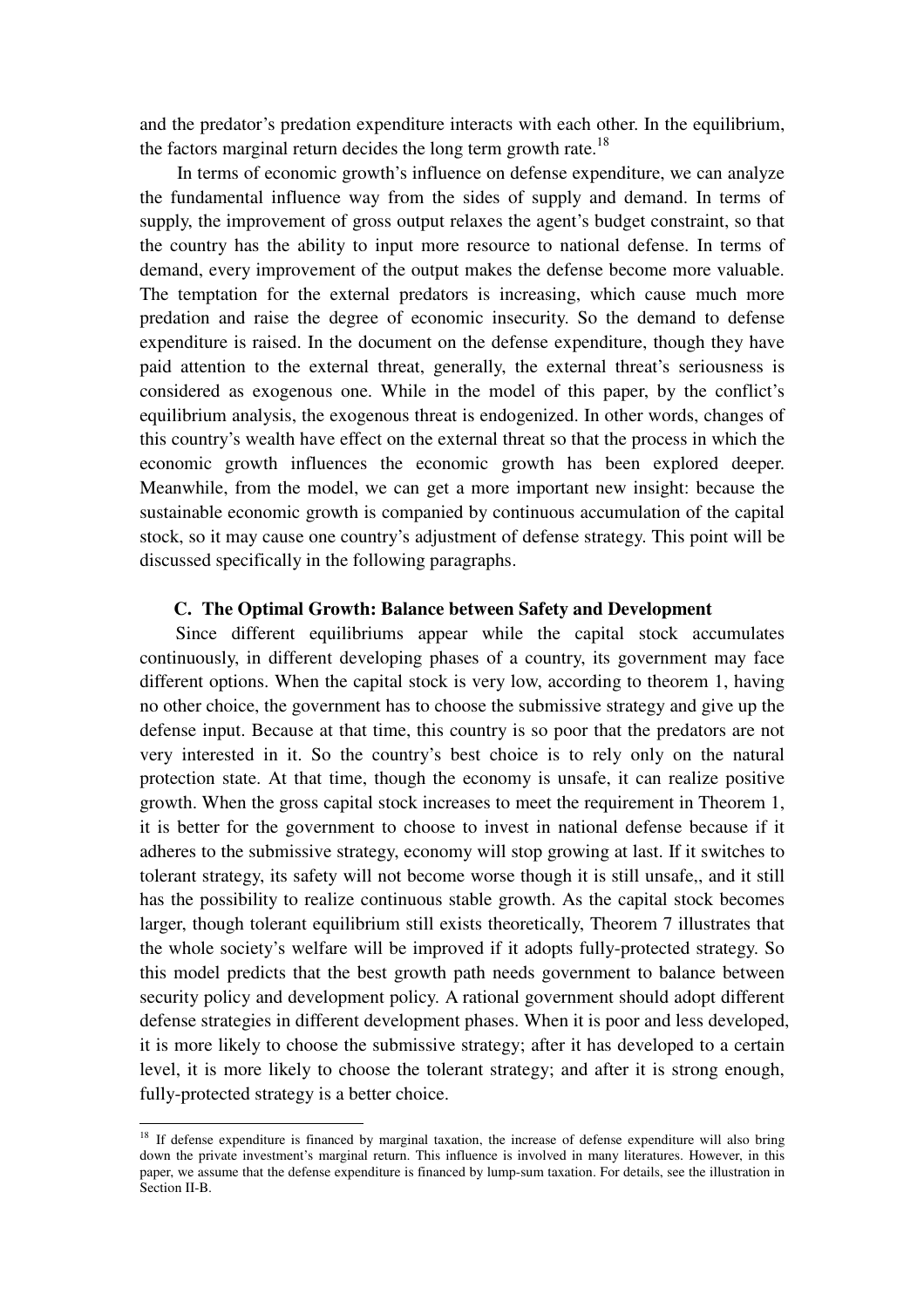and the predator's predation expenditure interacts with each other. In the equilibrium, the factors marginal return decides the long term growth rate.[18]

In terms of economic growth's influence on defense expenditure, we can analyze the fundamental influence way from the sides of supply and demand. In terms of supply, the improvement of gross output relaxes the agent's budget constraint, so that the country has the ability to input more resource to national defense. In terms of demand, every improvement of the output makes the defense become more valuable. The temptation for the external predators is increasing, which cause much more predation and raise the degree of economic insecurity. So the demand to defense expenditure is raised. In the document on the defense expenditure, though they have paid attention to the external threat, generally, the external threat's seriousness is considered as exogenous one. While in the model of this paper, by the conflict's equilibrium analysis, the exogenous threat is endogenized. In other words, changes of this country's wealth have effect on the external threat so that the process in which the economic growth influences the economic growth has been explored deeper. Meanwhile, from the model, we can get a more important new insight: because the sustainable economic growth is companied by continuous accumulation of the capital stock, so it may cause one country's adjustment of defense strategy. This point will be discussed specifically in the following paragraphs.

### C. The Optimal Growth: Balance between Safety and Development

Since different equilibriums appear while the capital stock accumulates continuously, in different developing phases of a country, its government may face different options. When the capital stock is very low, according to theorem 1, having no other choice, the government has to choose the submissive strategy and give up the defense input. Because at that time, this country is so poor that the predators are not very interested in it. So the country's best choice is to rely only on the natural protection state. At that time, though the economy is unsafe, it can realize positive growth. When the gross capital stock increases to meet the requirement in Theorem 1, it is better for the government to choose to invest in national defense because if it adheres to the submissive strategy, economy will stop growing at last. If it switches to tolerant strategy, its safety will not become worse though it is still unsafe,, and it still has the possibility to realize continuous stable growth. As the capital stock becomes larger, though tolerant equilibrium still exists theoretically, Theorem 7 illustrates that the whole society's welfare will be improved if it adopts fully-protected strategy. So this model predicts that the best growth path needs government to balance between security policy and development policy. A rational government should adopt different defense strategies in different development phases. When it is poor and less developed, it is more likely to choose the submissive strategy; after it has developed to a certain level, it is more likely to choose the tolerant strategy; and after it is strong enough, fully-protected strategy is a better choice.

---

[18] If defense expenditure is financed by marginal taxation, the increase of defense expenditure will also bring down the private investment's marginal return. This influence is involved in many literatures. However, in this paper, we assume that the defense expenditure is financed by lump-sum taxation. For details, see the illustration in Section II-B.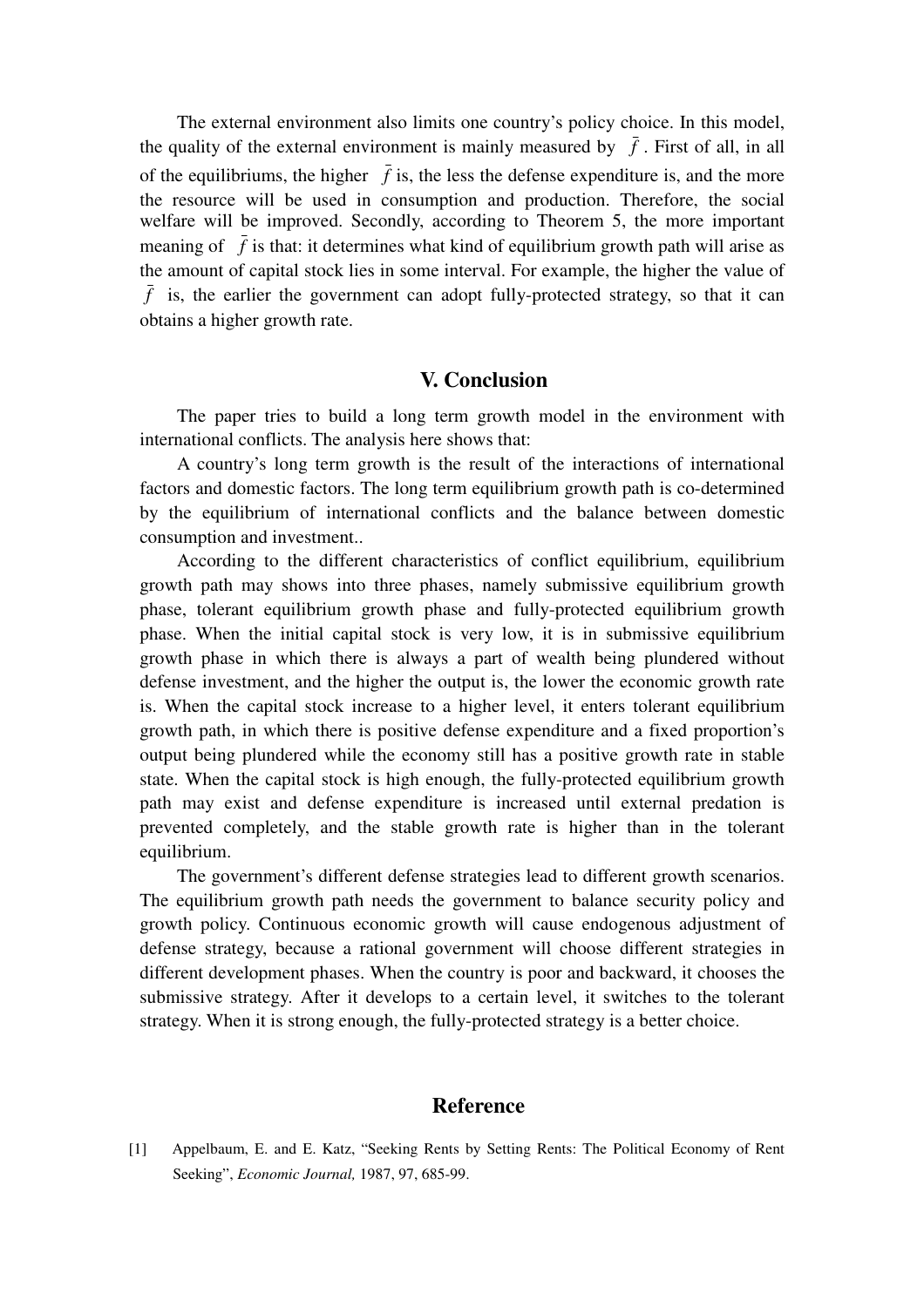The external environment also limits one country's policy choice. In this model, the quality of the external environment is mainly measured by $\bar{f}$. First of all, in all of the equilibriums, the higher $\bar{f}$ is, the less the defense expenditure is, and the more the resource will be used in consumption and production. Therefore, the social welfare will be improved. Secondly, according to Theorem 5, the more important meaning of $\bar{f}$ is that: it determines what kind of equilibrium growth path will arise as the amount of capital stock lies in some interval. For example, the higher the value of $\bar{f}$ is, the earlier the government can adopt fully-protected strategy, so that it can obtains a higher growth rate.

## V. Conclusion

The paper tries to build a long term growth model in the environment with international conflicts. The analysis here shows that:

A country's long term growth is the result of the interactions of international factors and domestic factors. The long term equilibrium growth path is co-determined by the equilibrium of international conflicts and the balance between domestic consumption and investment..

According to the different characteristics of conflict equilibrium, equilibrium growth path may shows into three phases, namely submissive equilibrium growth phase, tolerant equilibrium growth phase and fully-protected equilibrium growth phase. When the initial capital stock is very low, it is in submissive equilibrium growth phase in which there is always a part of wealth being plundered without defense investment, and the higher the output is, the lower the economic growth rate is. When the capital stock increase to a higher level, it enters tolerant equilibrium growth path, in which there is positive defense expenditure and a fixed proportion's output being plundered while the economy still has a positive growth rate in stable state. When the capital stock is high enough, the fully-protected equilibrium growth path may exist and defense expenditure is increased until external predation is prevented completely, and the stable growth rate is higher than in the tolerant equilibrium.

The government's different defense strategies lead to different growth scenarios. The equilibrium growth path needs the government to balance security policy and growth policy. Continuous economic growth will cause endogenous adjustment of defense strategy, because a rational government will choose different strategies in different development phases. When the country is poor and backward, it chooses the submissive strategy. After it develops to a certain level, it switches to the tolerant strategy. When it is strong enough, the fully-protected strategy is a better choice.

## Reference

[1] Appelbaum, E. and E. Katz, "Seeking Rents by Setting Rents: The Political Economy of Rent Seeking", *Economic Journal,* 1987, 97, 685-99.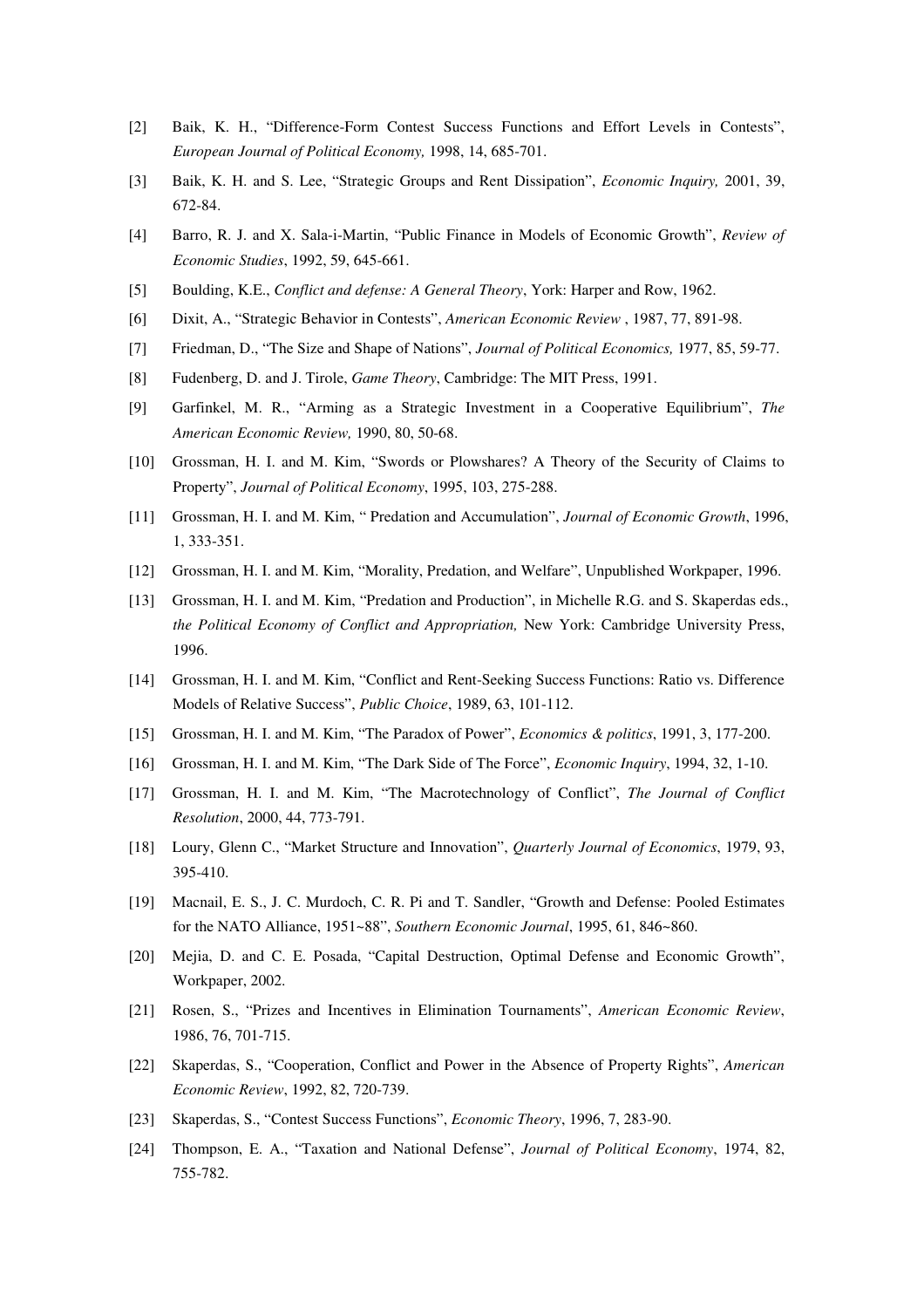[2] Baik, K. H., "Difference-Form Contest Success Functions and Effort Levels in Contests", *European Journal of Political Economy,* 1998, 14, 685-701.

[3] Baik, K. H. and S. Lee, "Strategic Groups and Rent Dissipation", *Economic Inquiry,* 2001, 39, 672-84.

[4] Barro, R. J. and X. Sala-i-Martin, "Public Finance in Models of Economic Growth", *Review of Economic Studies*, 1992, 59, 645-661.

[5] Boulding, K.E., *Conflict and defense: A General Theory*, York: Harper and Row, 1962.

[6] Dixit, A., "Strategic Behavior in Contests", *American Economic Review* , 1987, 77, 891-98.

[7] Friedman, D., "The Size and Shape of Nations", *Journal of Political Economics,* 1977, 85, 59-77.

[8] Fudenberg, D. and J. Tirole, *Game Theory*, Cambridge: The MIT Press, 1991.

[9] Garfinkel, M. R., "Arming as a Strategic Investment in a Cooperative Equilibrium", *The American Economic Review,* 1990, 80, 50-68.

[10] Grossman, H. I. and M. Kim, "Swords or Plowshares? A Theory of the Security of Claims to Property", *Journal of Political Economy*, 1995, 103, 275-288.

[11] Grossman, H. I. and M. Kim, " Predation and Accumulation", *Journal of Economic Growth*, 1996, 1, 333-351.

[12] Grossman, H. I. and M. Kim, "Morality, Predation, and Welfare", Unpublished Workpaper, 1996.

[13] Grossman, H. I. and M. Kim, "Predation and Production", in Michelle R.G. and S. Skaperdas eds., *the Political Economy of Conflict and Appropriation,* New York: Cambridge University Press, 1996.

[14] Grossman, H. I. and M. Kim, "Conflict and Rent-Seeking Success Functions: Ratio vs. Difference Models of Relative Success", *Public Choice*, 1989, 63, 101-112.

[15] Grossman, H. I. and M. Kim, "The Paradox of Power", *Economics & politics*, 1991, 3, 177-200.

[16] Grossman, H. I. and M. Kim, "The Dark Side of The Force", *Economic Inquiry*, 1994, 32, 1-10.

[17] Grossman, H. I. and M. Kim, "The Macrotechnology of Conflict", *The Journal of Conflict Resolution*, 2000, 44, 773-791.

[18] Loury, Glenn C., "Market Structure and Innovation", *Quarterly Journal of Economics*, 1979, 93, 395-410.

[19] Macnail, E. S., J. C. Murdoch, C. R. Pi and T. Sandler, "Growth and Defense: Pooled Estimates for the NATO Alliance, 1951~88", *Southern Economic Journal*, 1995, 61, 846~860.

[20] Mejia, D. and C. E. Posada, "Capital Destruction, Optimal Defense and Economic Growth", Workpaper, 2002.

[21] Rosen, S., "Prizes and Incentives in Elimination Tournaments", *American Economic Review*, 1986, 76, 701-715.

[22] Skaperdas, S., "Cooperation, Conflict and Power in the Absence of Property Rights", *American Economic Review*, 1992, 82, 720-739.

[23] Skaperdas, S., "Contest Success Functions", *Economic Theory*, 1996, 7, 283-90.

[24] Thompson, E. A., "Taxation and National Defense", *Journal of Political Economy*, 1974, 82, 755-782.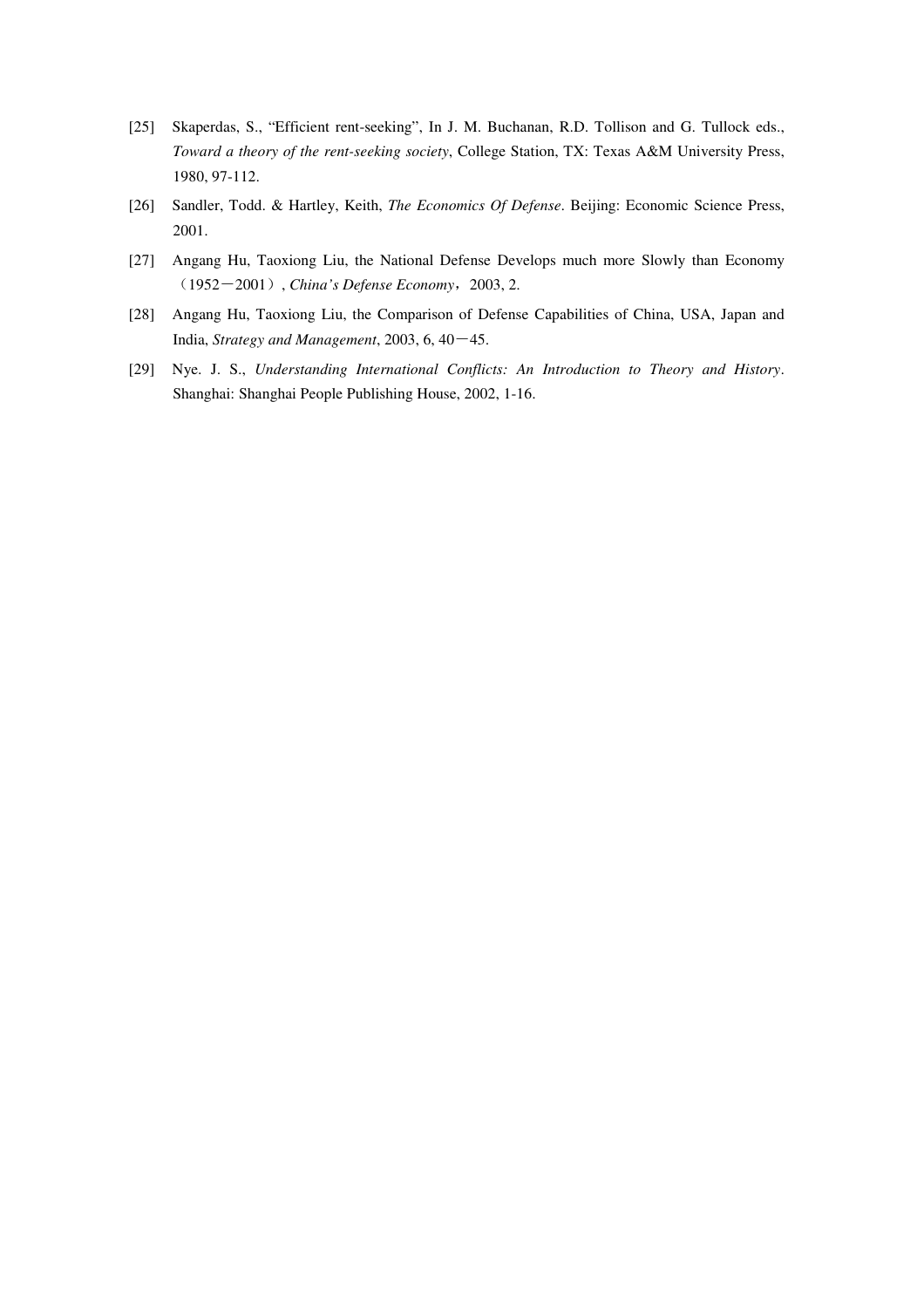[25] Skaperdas, S., "Efficient rent-seeking", In J. M. Buchanan, R.D. Tollison and G. Tullock eds., *Toward a theory of the rent-seeking society*, College Station, TX: Texas A&M University Press, 1980, 97-112.

[26] Sandler, Todd. & Hartley, Keith, *The Economics Of Defense*. Beijing: Economic Science Press, 2001.

[27] Angang Hu, Taoxiong Liu, the National Defense Develops much more Slowly than Economy（1952－2001）, *China's Defense Economy*，2003, 2.

[28] Angang Hu, Taoxiong Liu, the Comparison of Defense Capabilities of China, USA, Japan and India, *Strategy and Management*, 2003, 6, 40－45.

[29] Nye. J. S., *Understanding International Conflicts: An Introduction to Theory and History*. Shanghai: Shanghai People Publishing House, 2002, 1-16.